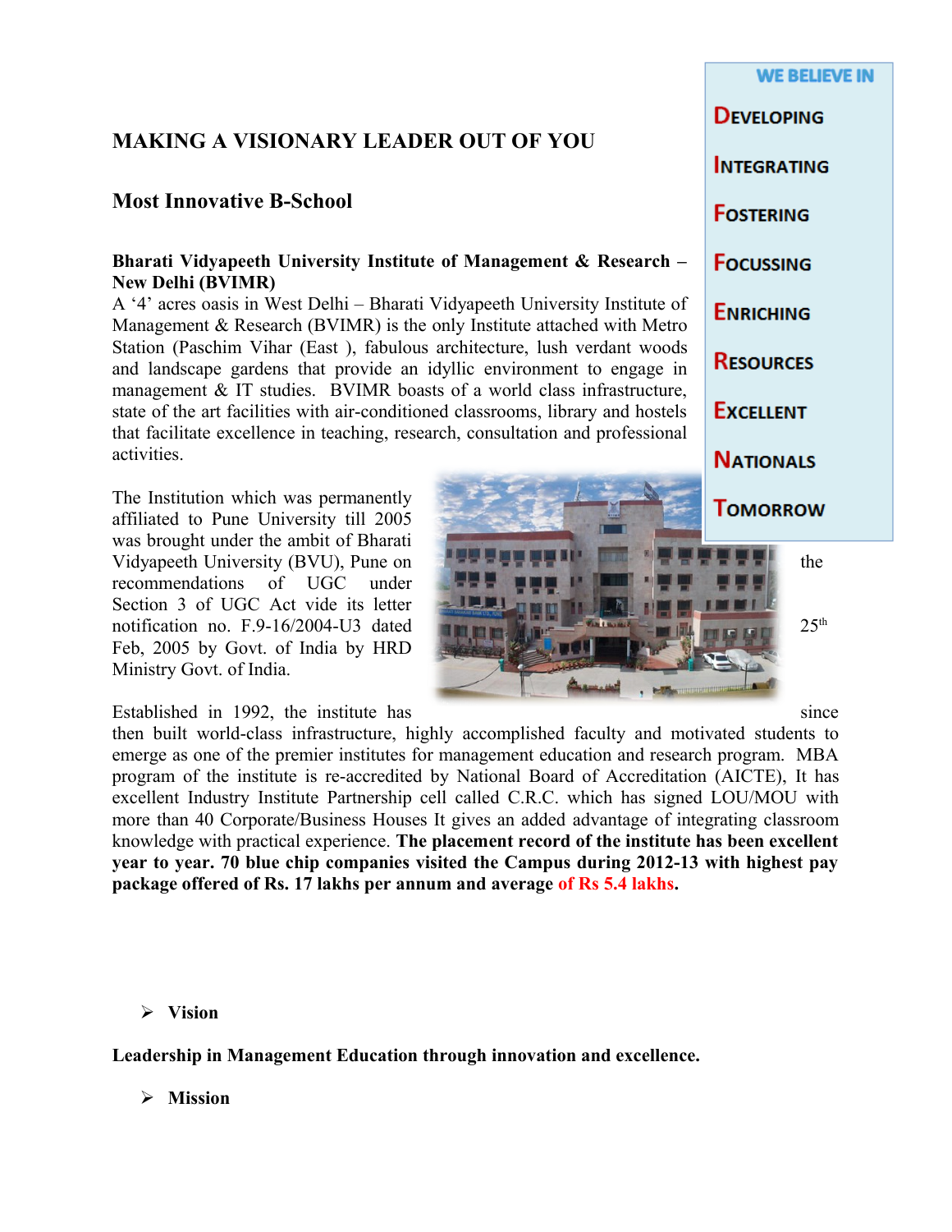# MAKING A VISIONARY LEADER OUT OF YOU

## Most Innovative B-School

**WE BELIEVE IN**

**D**EVELOPING
**I**NTEGRATING
**F**OSTERING
**F**OCUSSING
**E**NRICHING
**R**ESOURCES
**E**XCELLENT
**N**ATIONALS
**T**OMORROW

**Bharati Vidyapeeth University Institute of Management & Research – New Delhi (BVIMR)**

A '4' acres oasis in West Delhi – Bharati Vidyapeeth University Institute of Management & Research (BVIMR) is the only Institute attached with Metro Station (Paschim Vihar (East ), fabulous architecture, lush verdant woods and landscape gardens that provide an idyllic environment to engage in management & IT studies. BVIMR boasts of a world class infrastructure, state of the art facilities with air-conditioned classrooms, library and hostels that facilitate excellence in teaching, research, consultation and professional activities.

The Institution which was permanently affiliated to Pune University till 2005 was brought under the ambit of Bharati Vidyapeeth University (BVU), Pune on the recommendations of UGC under Section 3 of UGC Act vide its letter notification no. F.9-16/2004-U3 dated 25th Feb, 2005 by Govt. of India by HRD Ministry Govt. of India.

Established in 1992, the institute has since then built world-class infrastructure, highly accomplished faculty and motivated students to emerge as one of the premier institutes for management education and research program. MBA program of the institute is re-accredited by National Board of Accreditation (AICTE), It has excellent Industry Institute Partnership cell called C.R.C. which has signed LOU/MOU with more than 40 Corporate/Business Houses It gives an added advantage of integrating classroom knowledge with practical experience. **The placement record of the institute has been excellent year to year. 70 blue chip companies visited the Campus during 2012-13 with highest pay package offered of Rs. 17 lakhs per annum and average of Rs 5.4 lakhs.**

- **Vision**

**Leadership in Management Education through innovation and excellence.**

- **Mission**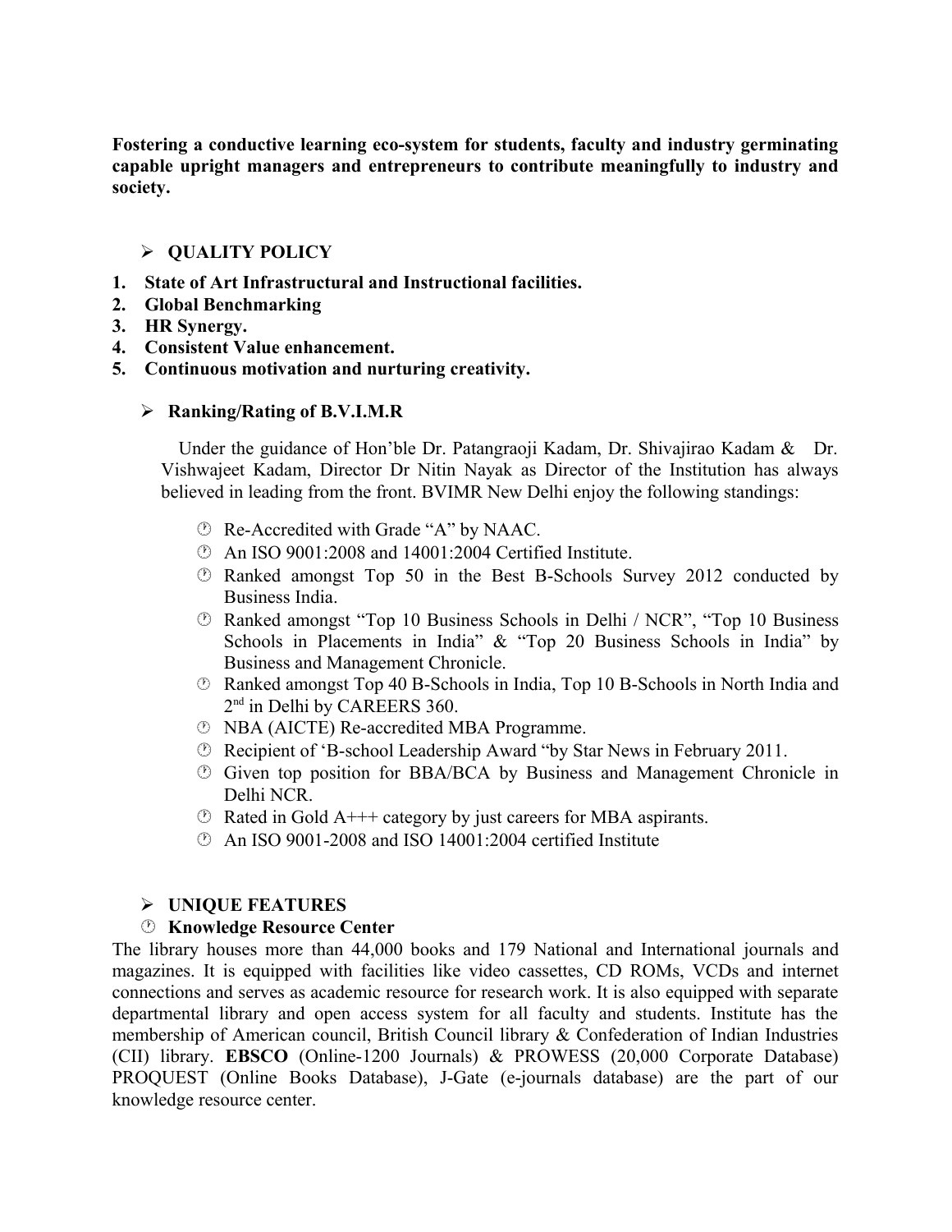**Fostering a conductive learning eco-system for students, faculty and industry germinating capable upright managers and entrepreneurs to contribute meaningfully to industry and society.**

## ➢ QUALITY POLICY

1. **State of Art Infrastructural and Instructional facilities.**
2. **Global Benchmarking**
3. **HR Synergy.**
4. **Consistent Value enhancement.**
5. **Continuous motivation and nurturing creativity.**

## ➢ Ranking/Rating of B.V.I.M.R

Under the guidance of Hon'ble Dr. Patangraoji Kadam, Dr. Shivajirao Kadam & Dr. Vishwajeet Kadam, Director Dr Nitin Nayak as Director of the Institution has always believed in leading from the front. BVIMR New Delhi enjoy the following standings:

- Re-Accredited with Grade "A" by NAAC.
- An ISO 9001:2008 and 14001:2004 Certified Institute.
- Ranked amongst Top 50 in the Best B-Schools Survey 2012 conducted by Business India.
- Ranked amongst "Top 10 Business Schools in Delhi / NCR", "Top 10 Business Schools in Placements in India" & "Top 20 Business Schools in India" by Business and Management Chronicle.
- Ranked amongst Top 40 B-Schools in India, Top 10 B-Schools in North India and 2nd in Delhi by CAREERS 360.
- NBA (AICTE) Re-accredited MBA Programme.
- Recipient of 'B-school Leadership Award "by Star News in February 2011.
- Given top position for BBA/BCA by Business and Management Chronicle in Delhi NCR.
- Rated in Gold A+++ category by just careers for MBA aspirants.
- An ISO 9001-2008 and ISO 14001:2004 certified Institute

## ➢ UNIQUE FEATURES

- **Knowledge Resource Center**

The library houses more than 44,000 books and 179 National and International journals and magazines. It is equipped with facilities like video cassettes, CD ROMs, VCDs and internet connections and serves as academic resource for research work. It is also equipped with separate departmental library and open access system for all faculty and students. Institute has the membership of American council, British Council library & Confederation of Indian Industries (CII) library. **EBSCO** (Online-1200 Journals) & PROWESS (20,000 Corporate Database) PROQUEST (Online Books Database), J-Gate (e-journals database) are the part of our knowledge resource center.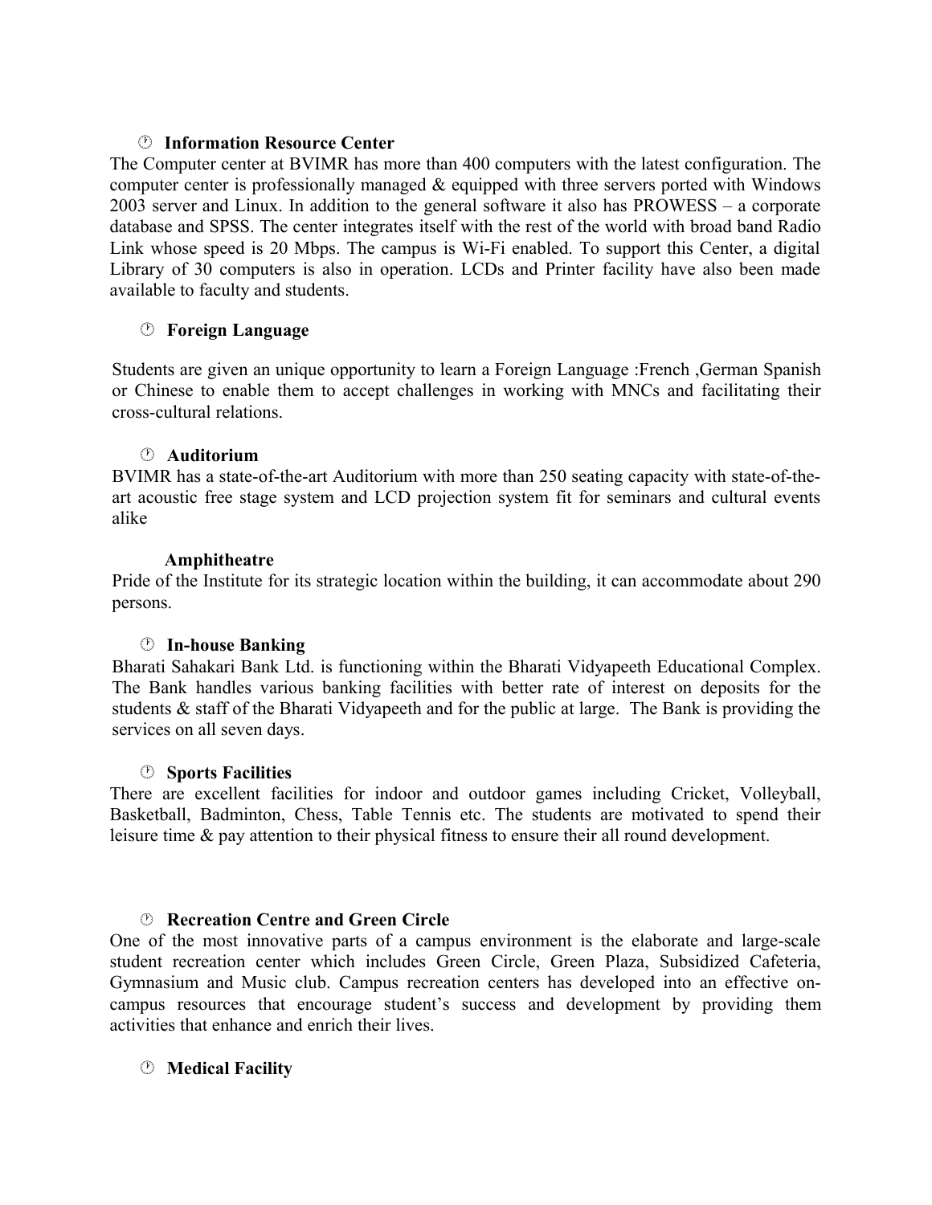### Information Resource Center

The Computer center at BVIMR has more than 400 computers with the latest configuration. The computer center is professionally managed & equipped with three servers ported with Windows 2003 server and Linux. In addition to the general software it also has PROWESS – a corporate database and SPSS. The center integrates itself with the rest of the world with broad band Radio Link whose speed is 20 Mbps. The campus is Wi-Fi enabled. To support this Center, a digital Library of 30 computers is also in operation. LCDs and Printer facility have also been made available to faculty and students.

### Foreign Language

Students are given an unique opportunity to learn a Foreign Language :French ,German Spanish or Chinese to enable them to accept challenges in working with MNCs and facilitating their cross-cultural relations.

### Auditorium

BVIMR has a state-of-the-art Auditorium with more than 250 seating capacity with state-of-the-art acoustic free stage system and LCD projection system fit for seminars and cultural events alike

### Amphitheatre

Pride of the Institute for its strategic location within the building, it can accommodate about 290 persons.

### In-house Banking

Bharati Sahakari Bank Ltd. is functioning within the Bharati Vidyapeeth Educational Complex. The Bank handles various banking facilities with better rate of interest on deposits for the students & staff of the Bharati Vidyapeeth and for the public at large. The Bank is providing the services on all seven days.

### Sports Facilities

There are excellent facilities for indoor and outdoor games including Cricket, Volleyball, Basketball, Badminton, Chess, Table Tennis etc. The students are motivated to spend their leisure time & pay attention to their physical fitness to ensure their all round development.

### Recreation Centre and Green Circle

One of the most innovative parts of a campus environment is the elaborate and large-scale student recreation center which includes Green Circle, Green Plaza, Subsidized Cafeteria, Gymnasium and Music club. Campus recreation centers has developed into an effective on-campus resources that encourage student's success and development by providing them activities that enhance and enrich their lives.

### Medical Facility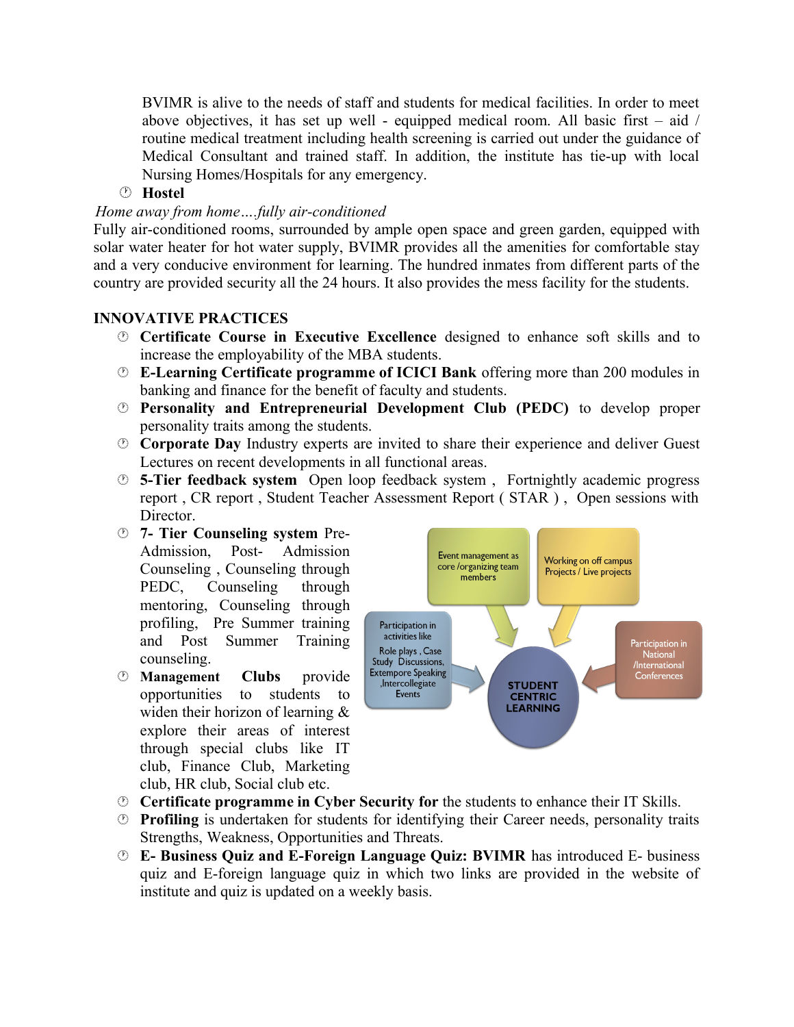BVIMR is alive to the needs of staff and students for medical facilities. In order to meet above objectives, it has set up well - equipped medical room. All basic first – aid / routine medical treatment including health screening is carried out under the guidance of Medical Consultant and trained staff. In addition, the institute has tie-up with local Nursing Homes/Hospitals for any emergency.

- **Hostel**

*Home away from home….fully air-conditioned*

Fully air-conditioned rooms, surrounded by ample open space and green garden, equipped with solar water heater for hot water supply, BVIMR provides all the amenities for comfortable stay and a very conducive environment for learning. The hundred inmates from different parts of the country are provided security all the 24 hours. It also provides the mess facility for the students.

## INNOVATIVE PRACTICES

- **Certificate Course in Executive Excellence** designed to enhance soft skills and to increase the employability of the MBA students.
- **E-Learning Certificate programme of ICICI Bank** offering more than 200 modules in banking and finance for the benefit of faculty and students.
- **Personality and Entrepreneurial Development Club (PEDC)** to develop proper personality traits among the students.
- **Corporate Day** Industry experts are invited to share their experience and deliver Guest Lectures on recent developments in all functional areas.
- **5-Tier feedback system** Open loop feedback system , Fortnightly academic progress report , CR report , Student Teacher Assessment Report ( STAR ) , Open sessions with Director.
- **7- Tier Counseling system** Pre- Admission, Post- Admission Counseling , Counseling through PEDC, Counseling through mentoring, Counseling through profiling, Pre Summer training and Post Summer Training counseling.
- **Management Clubs** provide opportunities to students to widen their horizon of learning & explore their areas of interest through special clubs like IT club, Finance Club, Marketing club, HR club, Social club etc.

STUDENT CENTRIC LEARNING:
- Event management as core /organizing team members
- Working on off campus Projects / Live projects
- Participation in activities like Role plays , Case Study Discussions, Extempore Speaking ,Intercollegiate Events
- Participation in National /International Conferences

- **Certificate programme in Cyber Security for** the students to enhance their IT Skills.
- **Profiling** is undertaken for students for identifying their Career needs, personality traits Strengths, Weakness, Opportunities and Threats.
- **E- Business Quiz and E-Foreign Language Quiz: BVIMR** has introduced E- business quiz and E-foreign language quiz in which two links are provided in the website of institute and quiz is updated on a weekly basis.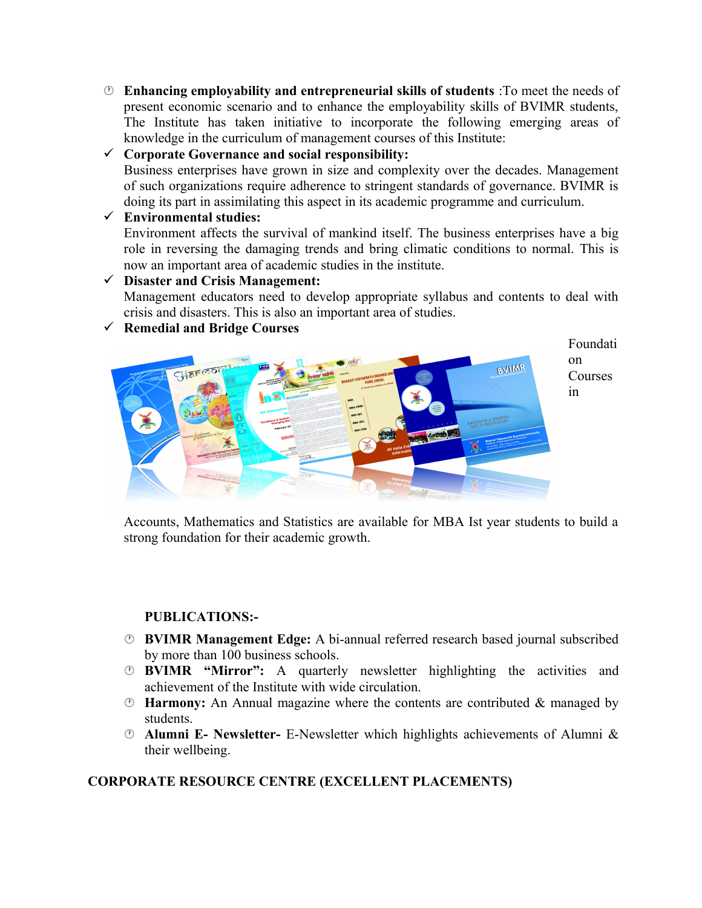- **Enhancing employability and entrepreneurial skills of students** :To meet the needs of present economic scenario and to enhance the employability skills of BVIMR students, The Institute has taken initiative to incorporate the following emerging areas of knowledge in the curriculum of management courses of this Institute:

- ✓ **Corporate Governance and social responsibility:**
  Business enterprises have grown in size and complexity over the decades. Management of such organizations require adherence to stringent standards of governance. BVIMR is doing its part in assimilating this aspect in its academic programme and curriculum.
- ✓ **Environmental studies:**
  Environment affects the survival of mankind itself. The business enterprises have a big role in reversing the damaging trends and bring climatic conditions to normal. This is now an important area of academic studies in the institute.
- ✓ **Disaster and Crisis Management:**
  Management educators need to develop appropriate syllabus and contents to deal with crisis and disasters. This is also an important area of studies.
- ✓ **Remedial and Bridge Courses**
  Foundation Courses in Accounts, Mathematics and Statistics are available for MBA Ist year students to build a strong foundation for their academic growth.

**PUBLICATIONS:-**

- **BVIMR Management Edge:** A bi-annual referred research based journal subscribed by more than 100 business schools.
- **BVIMR "Mirror":** A quarterly newsletter highlighting the activities and achievement of the Institute with wide circulation.
- **Harmony:** An Annual magazine where the contents are contributed & managed by students.
- **Alumni E- Newsletter-** E-Newsletter which highlights achievements of Alumni & their wellbeing.

**CORPORATE RESOURCE CENTRE (EXCELLENT PLACEMENTS)**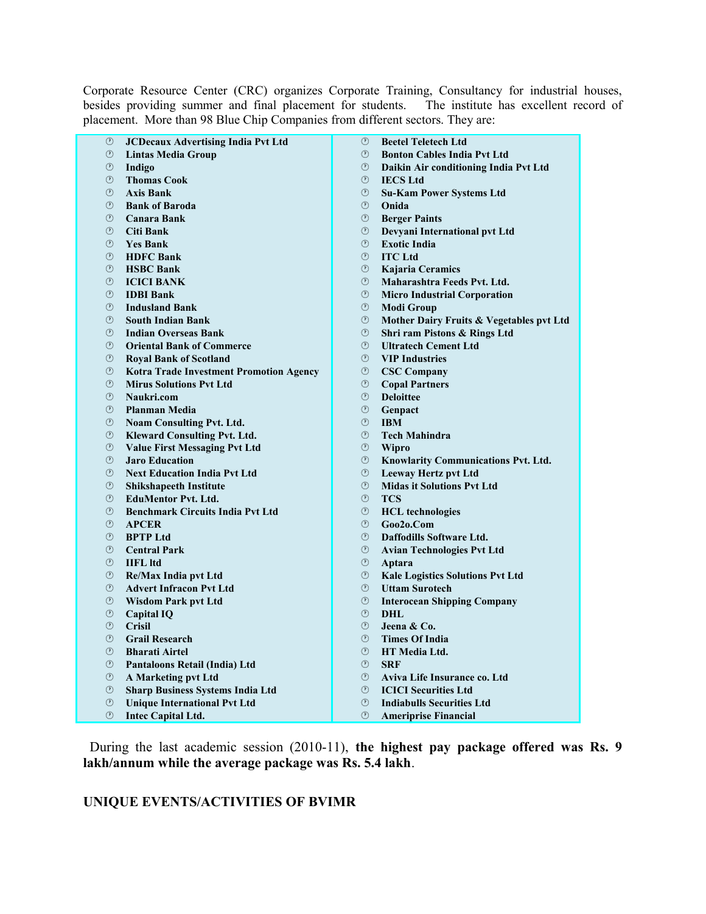Corporate Resource Center (CRC) organizes Corporate Training, Consultancy for industrial houses, besides providing summer and final placement for students. The institute has excellent record of placement. More than 98 Blue Chip Companies from different sectors. They are:

| | |
|---|---|
| **JCDecaux Advertising India Pvt Ltd** | **Beetel Teletech Ltd** |
| **Lintas Media Group** | **Bonton Cables India Pvt Ltd** |
| **Indigo** | **Daikin Air conditioning India Pvt Ltd** |
| **Thomas Cook** | **IECS Ltd** |
| **Axis Bank** | **Su-Kam Power Systems Ltd** |
| **Bank of Baroda** | **Onida** |
| **Canara Bank** | **Berger Paints** |
| **Citi Bank** | **Devyani International pvt Ltd** |
| **Yes Bank** | **Exotic India** |
| **HDFC Bank** | **ITC Ltd** |
| **HSBC Bank** | **Kajaria Ceramics** |
| **ICICI BANK** | **Maharashtra Feeds Pvt. Ltd.** |
| **IDBI Bank** | **Micro Industrial Corporation** |
| **Indusland Bank** | **Modi Group** |
| **South Indian Bank** | **Mother Dairy Fruits & Vegetables pvt Ltd** |
| **Indian Overseas Bank** | **Shri ram Pistons & Rings Ltd** |
| **Oriental Bank of Commerce** | **Ultratech Cement Ltd** |
| **Royal Bank of Scotland** | **VIP Industries** |
| **Kotra Trade Investment Promotion Agency** | **CSC Company** |
| **Mirus Solutions Pvt Ltd** | **Copal Partners** |
| **Naukri.com** | **Deloittee** |
| **Planman Media** | **Genpact** |
| **Noam Consulting Pvt. Ltd.** | **IBM** |
| **Kleward Consulting Pvt. Ltd.** | **Tech Mahindra** |
| **Value First Messaging Pvt Ltd** | **Wipro** |
| **Jaro Education** | **Knowlarity Communications Pvt. Ltd.** |
| **Next Education India Pvt Ltd** | **Leeway Hertz pvt Ltd** |
| **Shikshapeeth Institute** | **Midas it Solutions Pvt Ltd** |
| **EduMentor Pvt. Ltd.** | **TCS** |
| **Benchmark Circuits India Pvt Ltd** | **HCL technologies** |
| **APCER** | **Goo2o.Com** |
| **BPTP Ltd** | **Daffodills Software Ltd.** |
| **Central Park** | **Avian Technologies Pvt Ltd** |
| **IIFL ltd** | **Aptara** |
| **Re/Max India pvt Ltd** | **Kale Logistics Solutions Pvt Ltd** |
| **Advert Infracon Pvt Ltd** | **Uttam Surotech** |
| **Wisdom Park pvt Ltd** | **Interocean Shipping Company** |
| **Capital IQ** | **DHL** |
| **Crisil** | **Jeena & Co.** |
| **Grail Research** | **Times Of India** |
| **Bharati Airtel** | **HT Media Ltd.** |
| **Pantaloons Retail (India) Ltd** | **SRF** |
| **A Marketing pvt Ltd** | **Aviva Life Insurance co. Ltd** |
| **Sharp Business Systems India Ltd** | **ICICI Securities Ltd** |
| **Unique International Pvt Ltd** | **Indiabulls Securities Ltd** |
| **Intec Capital Ltd.** | **Ameriprise Financial** |

During the last academic session (2010-11), **the highest pay package offered was Rs. 9 lakh/annum while the average package was Rs. 5.4 lakh**.

## UNIQUE EVENTS/ACTIVITIES OF BVIMR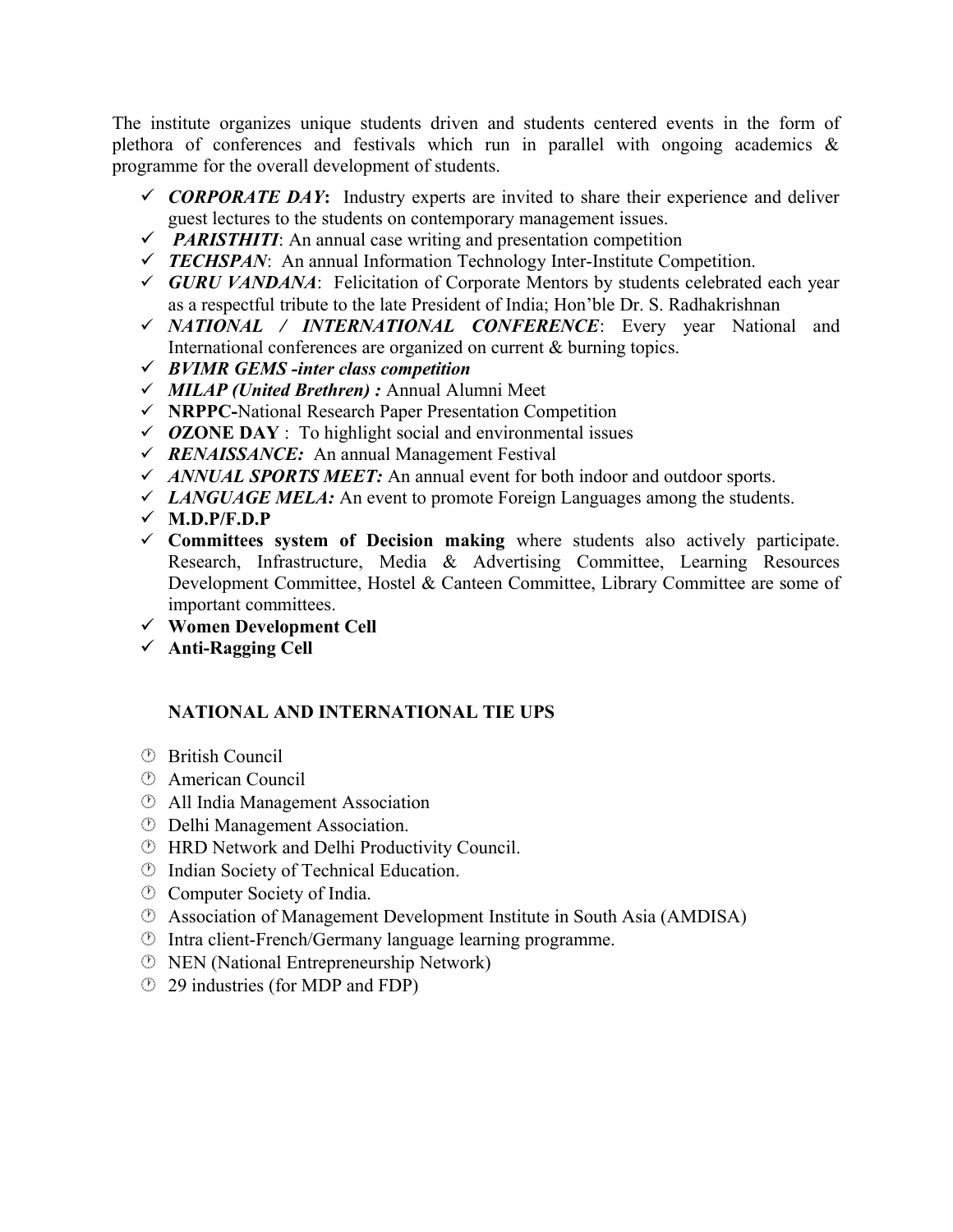The institute organizes unique students driven and students centered events in the form of plethora of conferences and festivals which run in parallel with ongoing academics & programme for the overall development of students.

- ✓ ***CORPORATE DAY*:** Industry experts are invited to share their experience and deliver guest lectures to the students on contemporary management issues.
- ✓ ***PARISTHITI***: An annual case writing and presentation competition
- ✓ ***TECHSPAN***: An annual Information Technology Inter-Institute Competition.
- ✓ ***GURU VANDANA***: Felicitation of Corporate Mentors by students celebrated each year as a respectful tribute to the late President of India; Hon'ble Dr. S. Radhakrishnan
- ✓ ***NATIONAL / INTERNATIONAL CONFERENCE***: Every year National and International conferences are organized on current & burning topics.
- ✓ ***BVIMR GEMS -inter class competition***
- ✓ ***MILAP (United Brethren) :*** Annual Alumni Meet
- ✓ **NRPPC-**National Research Paper Presentation Competition
- ✓ ***O*ZONE DAY** : To highlight social and environmental issues
- ✓ ***RENAISSANCE:*** An annual Management Festival
- ✓ ***ANNUAL SPORTS MEET:*** An annual event for both indoor and outdoor sports.
- ✓ ***LANGUAGE MELA:*** An event to promote Foreign Languages among the students.
- ✓ **M.D.P/F.D.P**
- ✓ **Committees system of Decision making** where students also actively participate. Research, Infrastructure, Media & Advertising Committee, Learning Resources Development Committee, Hostel & Canteen Committee, Library Committee are some of important committees.
- ✓ **Women Development Cell**
- ✓ **Anti-Ragging Cell**

**NATIONAL AND INTERNATIONAL TIE UPS**

- British Council
- American Council
- All India Management Association
- Delhi Management Association.
- HRD Network and Delhi Productivity Council.
- Indian Society of Technical Education.
- Computer Society of India.
- Association of Management Development Institute in South Asia (AMDISA)
- Intra client-French/Germany language learning programme.
- NEN (National Entrepreneurship Network)
- 29 industries (for MDP and FDP)